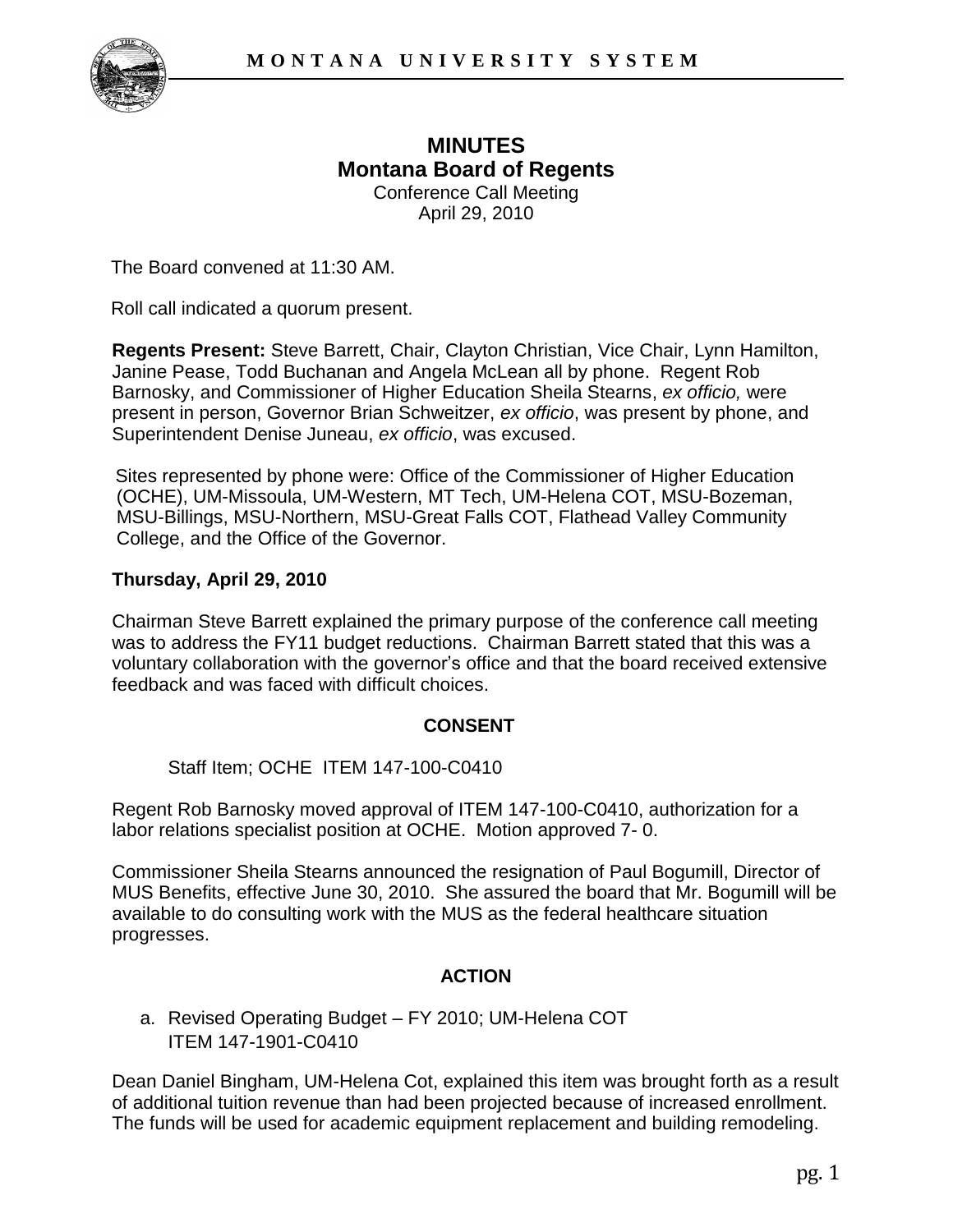# MINUTES
## Montana Board of Regents
Conference Call Meeting
April 29, 2010

The Board convened at 11:30 AM.

Roll call indicated a quorum present.

**Regents Present:** Steve Barrett, Chair, Clayton Christian, Vice Chair, Lynn Hamilton, Janine Pease, Todd Buchanan and Angela McLean all by phone. Regent Rob Barnosky, and Commissioner of Higher Education Sheila Stearns, *ex officio,* were present in person, Governor Brian Schweitzer, *ex officio*, was present by phone, and Superintendent Denise Juneau, *ex officio*, was excused.

Sites represented by phone were: Office of the Commissioner of Higher Education (OCHE), UM-Missoula, UM-Western, MT Tech, UM-Helena COT, MSU-Bozeman, MSU-Billings, MSU-Northern, MSU-Great Falls COT, Flathead Valley Community College, and the Office of the Governor.

**Thursday, April 29, 2010**

Chairman Steve Barrett explained the primary purpose of the conference call meeting was to address the FY11 budget reductions. Chairman Barrett stated that this was a voluntary collaboration with the governor's office and that the board received extensive feedback and was faced with difficult choices.

**CONSENT**

Staff Item; OCHE ITEM 147-100-C0410

Regent Rob Barnosky moved approval of ITEM 147-100-C0410, authorization for a labor relations specialist position at OCHE. Motion approved 7- 0.

Commissioner Sheila Stearns announced the resignation of Paul Bogumill, Director of MUS Benefits, effective June 30, 2010. She assured the board that Mr. Bogumill will be available to do consulting work with the MUS as the federal healthcare situation progresses.

**ACTION**

a. Revised Operating Budget – FY 2010; UM-Helena COT
   ITEM 147-1901-C0410

Dean Daniel Bingham, UM-Helena Cot, explained this item was brought forth as a result of additional tuition revenue than had been projected because of increased enrollment. The funds will be used for academic equipment replacement and building remodeling.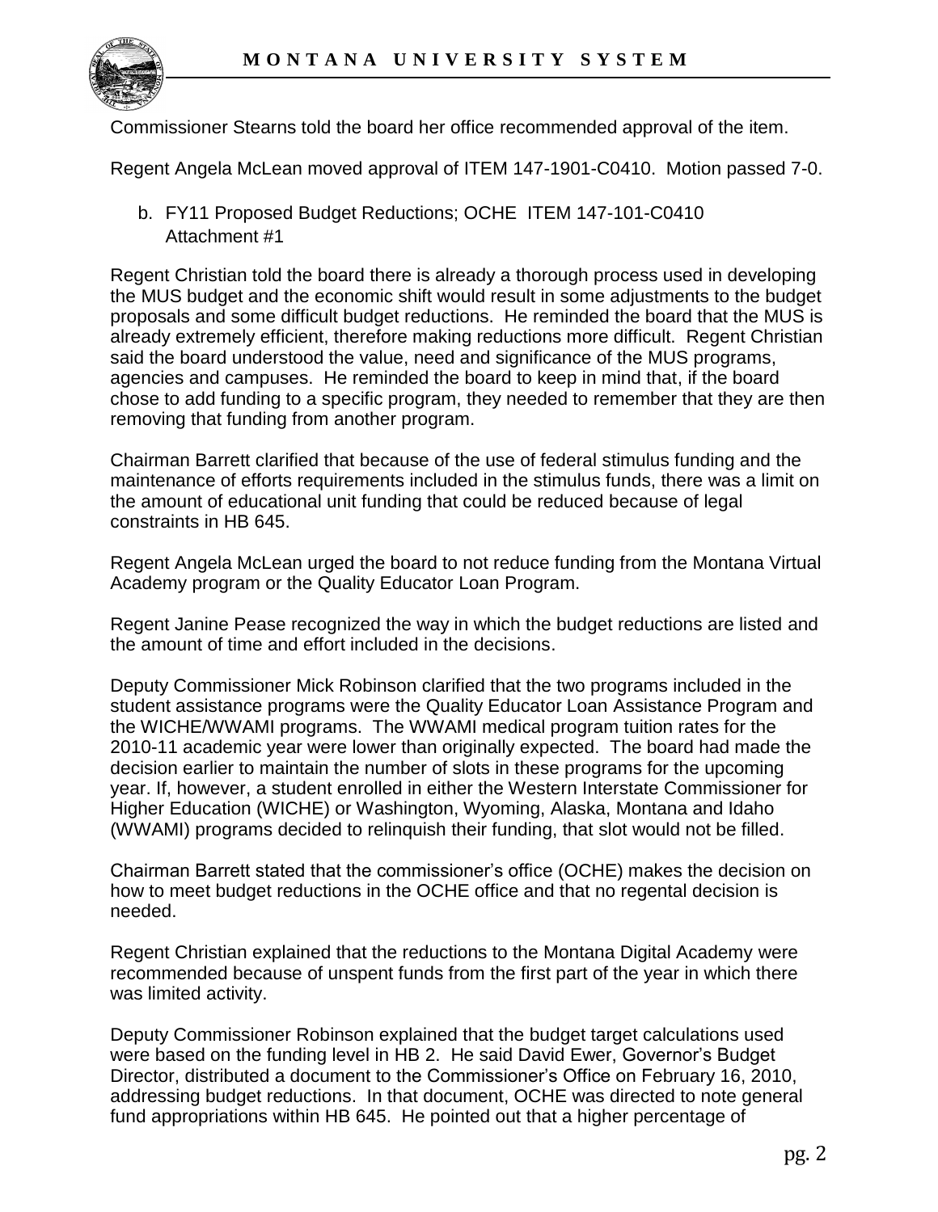Commissioner Stearns told the board her office recommended approval of the item.

Regent Angela McLean moved approval of ITEM 147-1901-C0410. Motion passed 7-0.

b. FY11 Proposed Budget Reductions; OCHE ITEM 147-101-C0410
   Attachment #1

Regent Christian told the board there is already a thorough process used in developing the MUS budget and the economic shift would result in some adjustments to the budget proposals and some difficult budget reductions. He reminded the board that the MUS is already extremely efficient, therefore making reductions more difficult. Regent Christian said the board understood the value, need and significance of the MUS programs, agencies and campuses. He reminded the board to keep in mind that, if the board chose to add funding to a specific program, they needed to remember that they are then removing that funding from another program.

Chairman Barrett clarified that because of the use of federal stimulus funding and the maintenance of efforts requirements included in the stimulus funds, there was a limit on the amount of educational unit funding that could be reduced because of legal constraints in HB 645.

Regent Angela McLean urged the board to not reduce funding from the Montana Virtual Academy program or the Quality Educator Loan Program.

Regent Janine Pease recognized the way in which the budget reductions are listed and the amount of time and effort included in the decisions.

Deputy Commissioner Mick Robinson clarified that the two programs included in the student assistance programs were the Quality Educator Loan Assistance Program and the WICHE/WWAMI programs. The WWAMI medical program tuition rates for the 2010-11 academic year were lower than originally expected. The board had made the decision earlier to maintain the number of slots in these programs for the upcoming year. If, however, a student enrolled in either the Western Interstate Commissioner for Higher Education (WICHE) or Washington, Wyoming, Alaska, Montana and Idaho (WWAMI) programs decided to relinquish their funding, that slot would not be filled.

Chairman Barrett stated that the commissioner's office (OCHE) makes the decision on how to meet budget reductions in the OCHE office and that no regental decision is needed.

Regent Christian explained that the reductions to the Montana Digital Academy were recommended because of unspent funds from the first part of the year in which there was limited activity.

Deputy Commissioner Robinson explained that the budget target calculations used were based on the funding level in HB 2. He said David Ewer, Governor's Budget Director, distributed a document to the Commissioner's Office on February 16, 2010, addressing budget reductions. In that document, OCHE was directed to note general fund appropriations within HB 645. He pointed out that a higher percentage of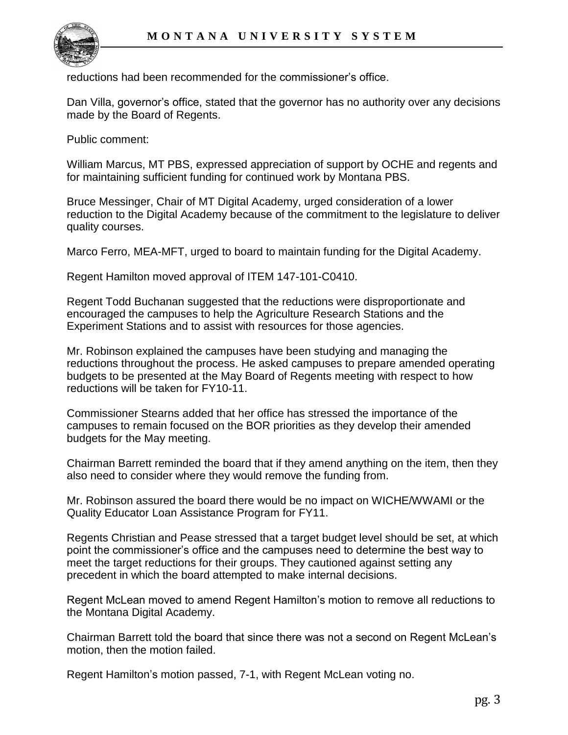reductions had been recommended for the commissioner's office.

Dan Villa, governor's office, stated that the governor has no authority over any decisions made by the Board of Regents.

Public comment:

William Marcus, MT PBS, expressed appreciation of support by OCHE and regents and for maintaining sufficient funding for continued work by Montana PBS.

Bruce Messinger, Chair of MT Digital Academy, urged consideration of a lower reduction to the Digital Academy because of the commitment to the legislature to deliver quality courses.

Marco Ferro, MEA-MFT, urged to board to maintain funding for the Digital Academy.

Regent Hamilton moved approval of ITEM 147-101-C0410.

Regent Todd Buchanan suggested that the reductions were disproportionate and encouraged the campuses to help the Agriculture Research Stations and the Experiment Stations and to assist with resources for those agencies.

Mr. Robinson explained the campuses have been studying and managing the reductions throughout the process. He asked campuses to prepare amended operating budgets to be presented at the May Board of Regents meeting with respect to how reductions will be taken for FY10-11.

Commissioner Stearns added that her office has stressed the importance of the campuses to remain focused on the BOR priorities as they develop their amended budgets for the May meeting.

Chairman Barrett reminded the board that if they amend anything on the item, then they also need to consider where they would remove the funding from.

Mr. Robinson assured the board there would be no impact on WICHE/WWAMI or the Quality Educator Loan Assistance Program for FY11.

Regents Christian and Pease stressed that a target budget level should be set, at which point the commissioner's office and the campuses need to determine the best way to meet the target reductions for their groups. They cautioned against setting any precedent in which the board attempted to make internal decisions.

Regent McLean moved to amend Regent Hamilton's motion to remove all reductions to the Montana Digital Academy.

Chairman Barrett told the board that since there was not a second on Regent McLean's motion, then the motion failed.

Regent Hamilton's motion passed, 7-1, with Regent McLean voting no.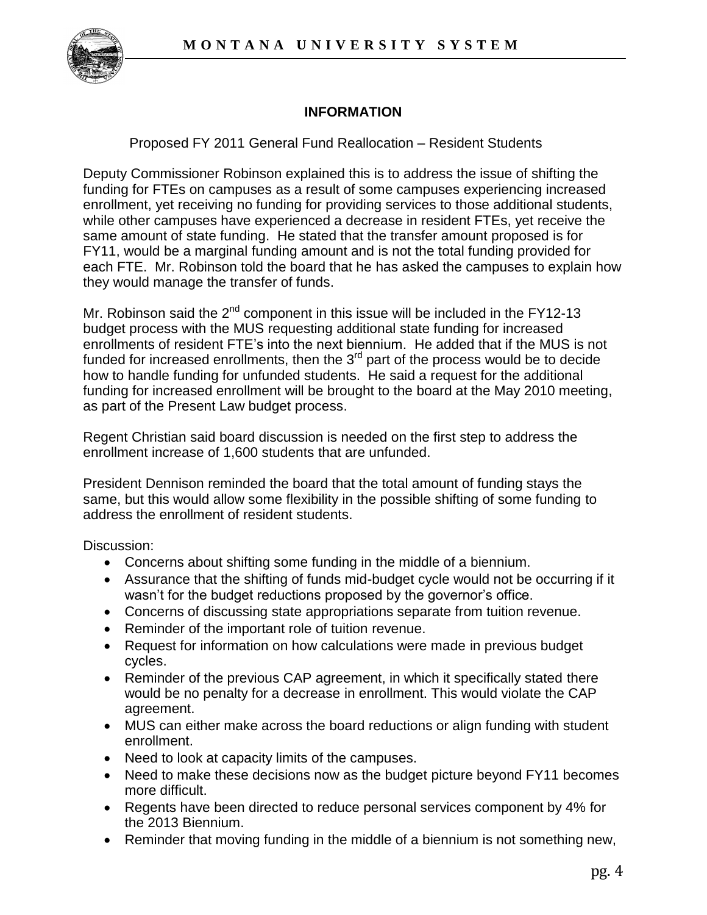## INFORMATION

Proposed FY 2011 General Fund Reallocation – Resident Students

Deputy Commissioner Robinson explained this is to address the issue of shifting the funding for FTEs on campuses as a result of some campuses experiencing increased enrollment, yet receiving no funding for providing services to those additional students, while other campuses have experienced a decrease in resident FTEs, yet receive the same amount of state funding. He stated that the transfer amount proposed is for FY11, would be a marginal funding amount and is not the total funding provided for each FTE. Mr. Robinson told the board that he has asked the campuses to explain how they would manage the transfer of funds.

Mr. Robinson said the 2nd component in this issue will be included in the FY12-13 budget process with the MUS requesting additional state funding for increased enrollments of resident FTE's into the next biennium. He added that if the MUS is not funded for increased enrollments, then the 3rd part of the process would be to decide how to handle funding for unfunded students. He said a request for the additional funding for increased enrollment will be brought to the board at the May 2010 meeting, as part of the Present Law budget process.

Regent Christian said board discussion is needed on the first step to address the enrollment increase of 1,600 students that are unfunded.

President Dennison reminded the board that the total amount of funding stays the same, but this would allow some flexibility in the possible shifting of some funding to address the enrollment of resident students.

Discussion:

- Concerns about shifting some funding in the middle of a biennium.
- Assurance that the shifting of funds mid-budget cycle would not be occurring if it wasn't for the budget reductions proposed by the governor's office.
- Concerns of discussing state appropriations separate from tuition revenue.
- Reminder of the important role of tuition revenue.
- Request for information on how calculations were made in previous budget cycles.
- Reminder of the previous CAP agreement, in which it specifically stated there would be no penalty for a decrease in enrollment. This would violate the CAP agreement.
- MUS can either make across the board reductions or align funding with student enrollment.
- Need to look at capacity limits of the campuses.
- Need to make these decisions now as the budget picture beyond FY11 becomes more difficult.
- Regents have been directed to reduce personal services component by 4% for the 2013 Biennium.
- Reminder that moving funding in the middle of a biennium is not something new,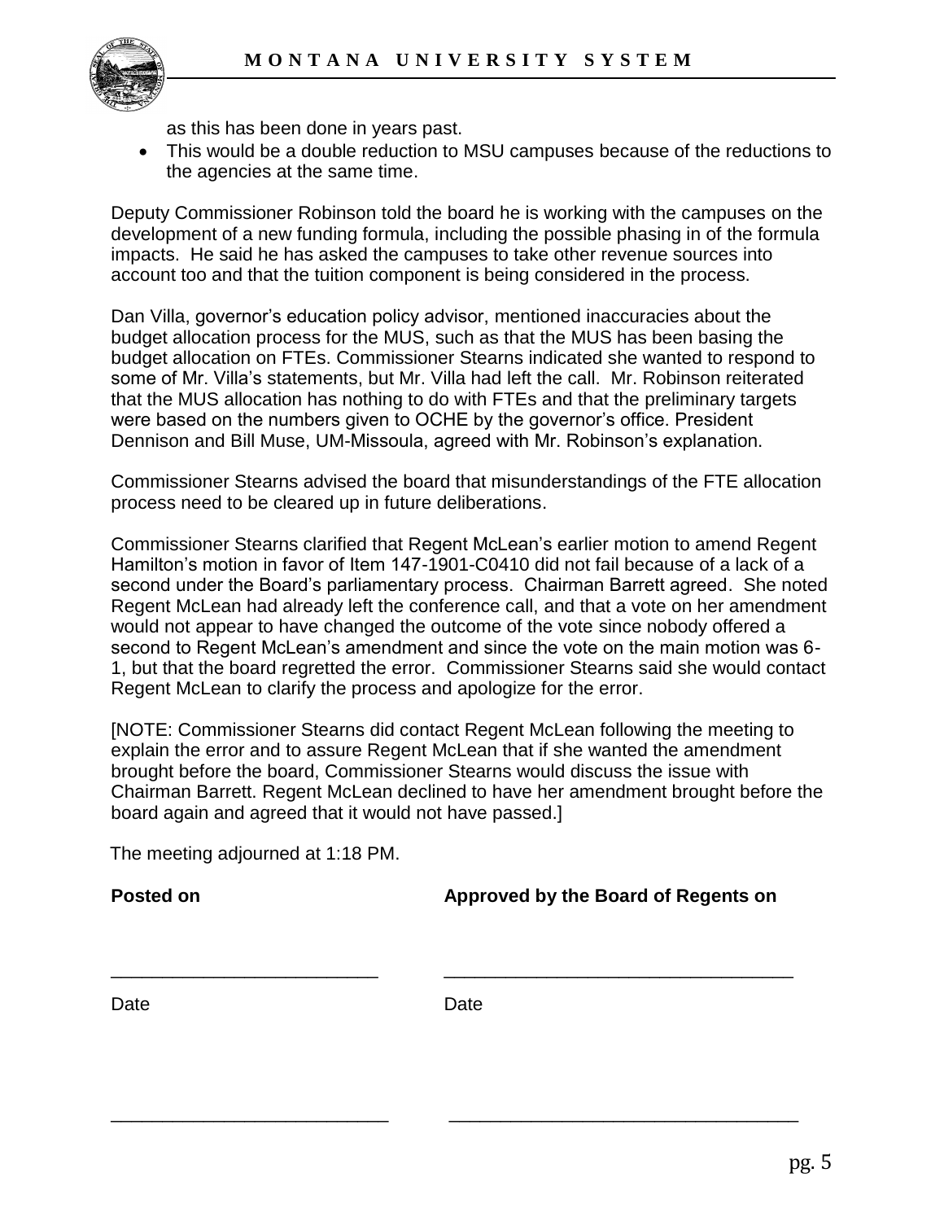as this has been done in years past.

- This would be a double reduction to MSU campuses because of the reductions to the agencies at the same time.

Deputy Commissioner Robinson told the board he is working with the campuses on the development of a new funding formula, including the possible phasing in of the formula impacts. He said he has asked the campuses to take other revenue sources into account too and that the tuition component is being considered in the process.

Dan Villa, governor's education policy advisor, mentioned inaccuracies about the budget allocation process for the MUS, such as that the MUS has been basing the budget allocation on FTEs. Commissioner Stearns indicated she wanted to respond to some of Mr. Villa's statements, but Mr. Villa had left the call. Mr. Robinson reiterated that the MUS allocation has nothing to do with FTEs and that the preliminary targets were based on the numbers given to OCHE by the governor's office. President Dennison and Bill Muse, UM-Missoula, agreed with Mr. Robinson's explanation.

Commissioner Stearns advised the board that misunderstandings of the FTE allocation process need to be cleared up in future deliberations.

Commissioner Stearns clarified that Regent McLean's earlier motion to amend Regent Hamilton's motion in favor of Item 147-1901-C0410 did not fail because of a lack of a second under the Board's parliamentary process. Chairman Barrett agreed. She noted Regent McLean had already left the conference call, and that a vote on her amendment would not appear to have changed the outcome of the vote since nobody offered a second to Regent McLean's amendment and since the vote on the main motion was 6-1, but that the board regretted the error. Commissioner Stearns said she would contact Regent McLean to clarify the process and apologize for the error.

[NOTE: Commissioner Stearns did contact Regent McLean following the meeting to explain the error and to assure Regent McLean that if she wanted the amendment brought before the board, Commissioner Stearns would discuss the issue with Chairman Barrett. Regent McLean declined to have her amendment brought before the board again and agreed that it would not have passed.]

The meeting adjourned at 1:18 PM.

**Posted on** **Approved by the Board of Regents on**

\_\_\_\_\_\_\_\_\_\_\_\_\_\_\_\_\_\_\_\_\_\_\_\_\_\_ \_\_\_\_\_\_\_\_\_\_\_\_\_\_\_\_\_\_\_\_\_\_\_\_\_\_\_\_\_\_\_\_\_\_\_

Date Date

\_\_\_\_\_\_\_\_\_\_\_\_\_\_\_\_\_\_\_\_\_\_\_\_\_\_ \_\_\_\_\_\_\_\_\_\_\_\_\_\_\_\_\_\_\_\_\_\_\_\_\_\_\_\_\_\_\_\_\_\_\_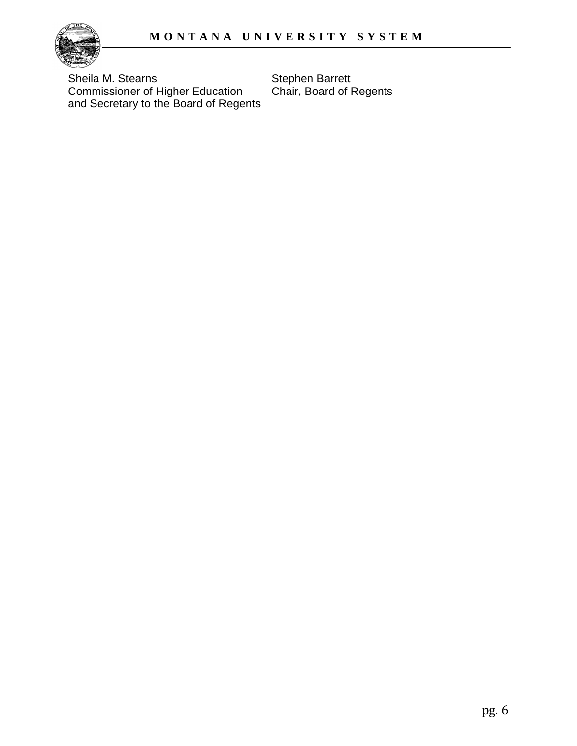**M O N T A N A   U N I V E R S I T Y   S Y S T E M**

Sheila M. Stearns
Commissioner of Higher Education
and Secretary to the Board of Regents

Stephen Barrett
Chair, Board of Regents